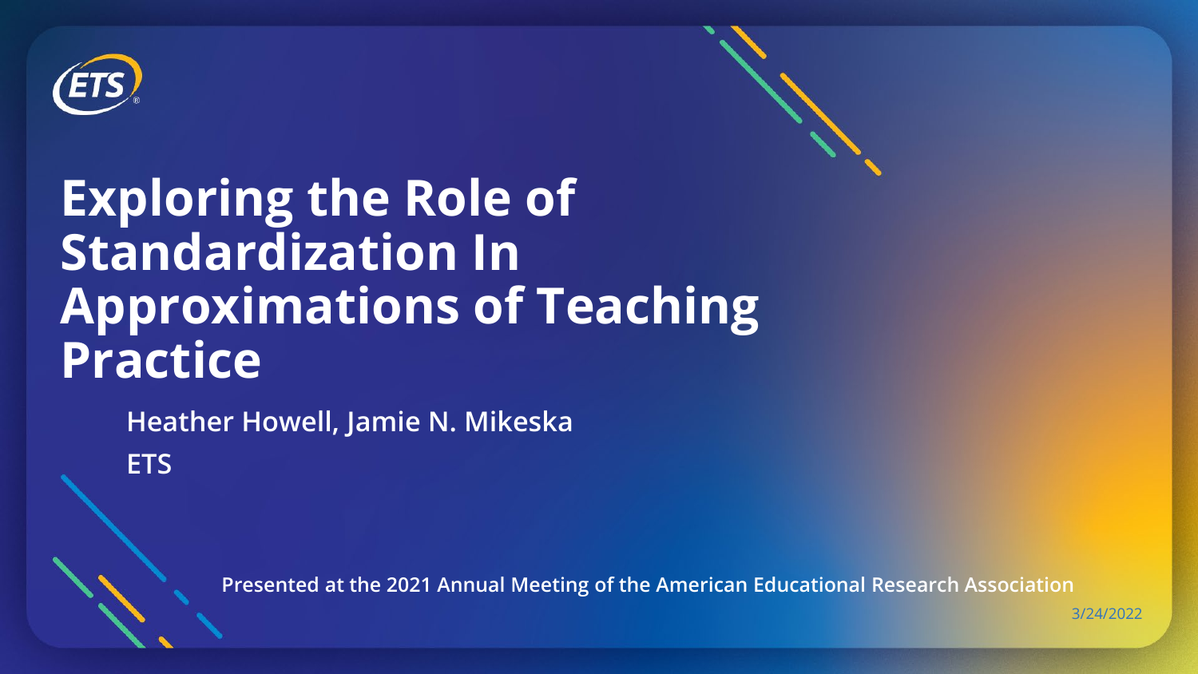ETS

# Exploring the Role of Standardization In Approximations of Teaching Practice

**Heather Howell, Jamie N. Mikeska**

**ETS**

**Presented at the 2021 Annual Meeting of the American Educational Research Association**

3/24/2022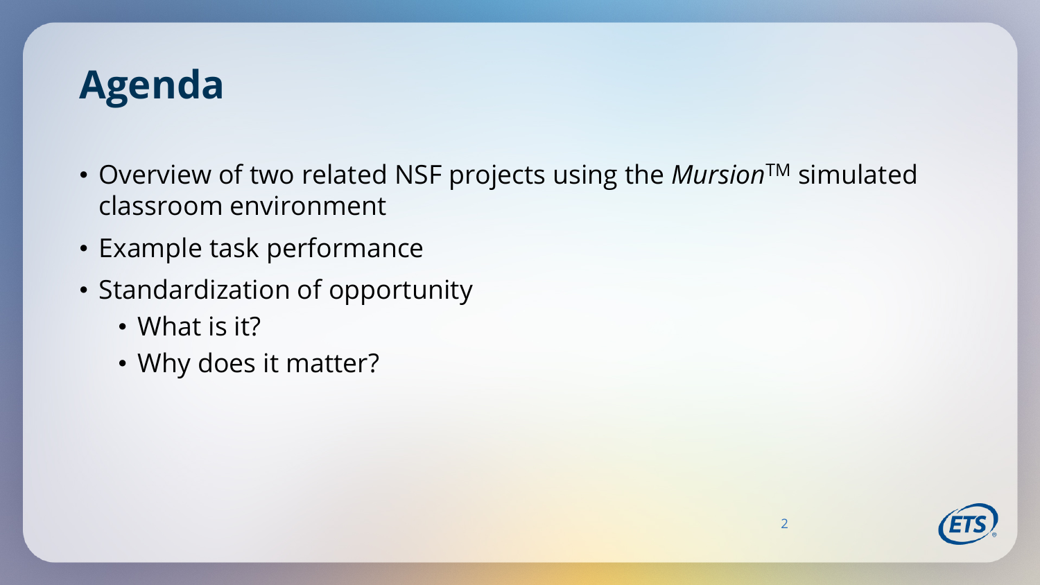# Agenda

- Overview of two related NSF projects using the *Mursion*™ simulated classroom environment
- Example task performance
- Standardization of opportunity
  - What is it?
  - Why does it matter?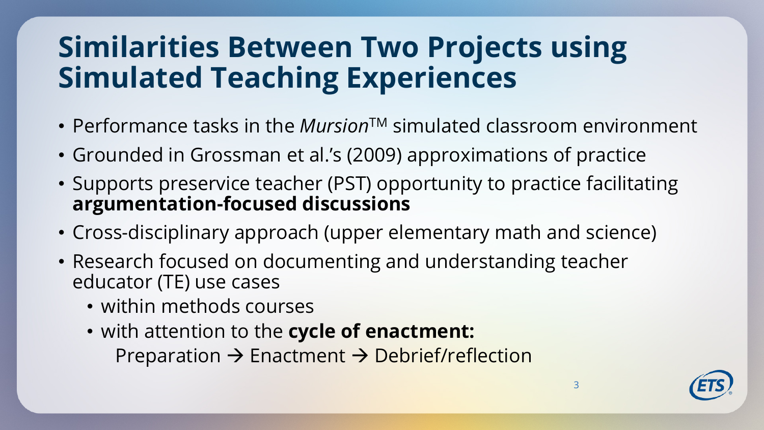# Similarities Between Two Projects using Simulated Teaching Experiences

- Performance tasks in the *Mursion*™ simulated classroom environment
- Grounded in Grossman et al.'s (2009) approximations of practice
- Supports preservice teacher (PST) opportunity to practice facilitating **argumentation-focused discussions**
- Cross-disciplinary approach (upper elementary math and science)
- Research focused on documenting and understanding teacher educator (TE) use cases
  - within methods courses
  - with attention to the **cycle of enactment:**
    Preparation → Enactment → Debrief/reflection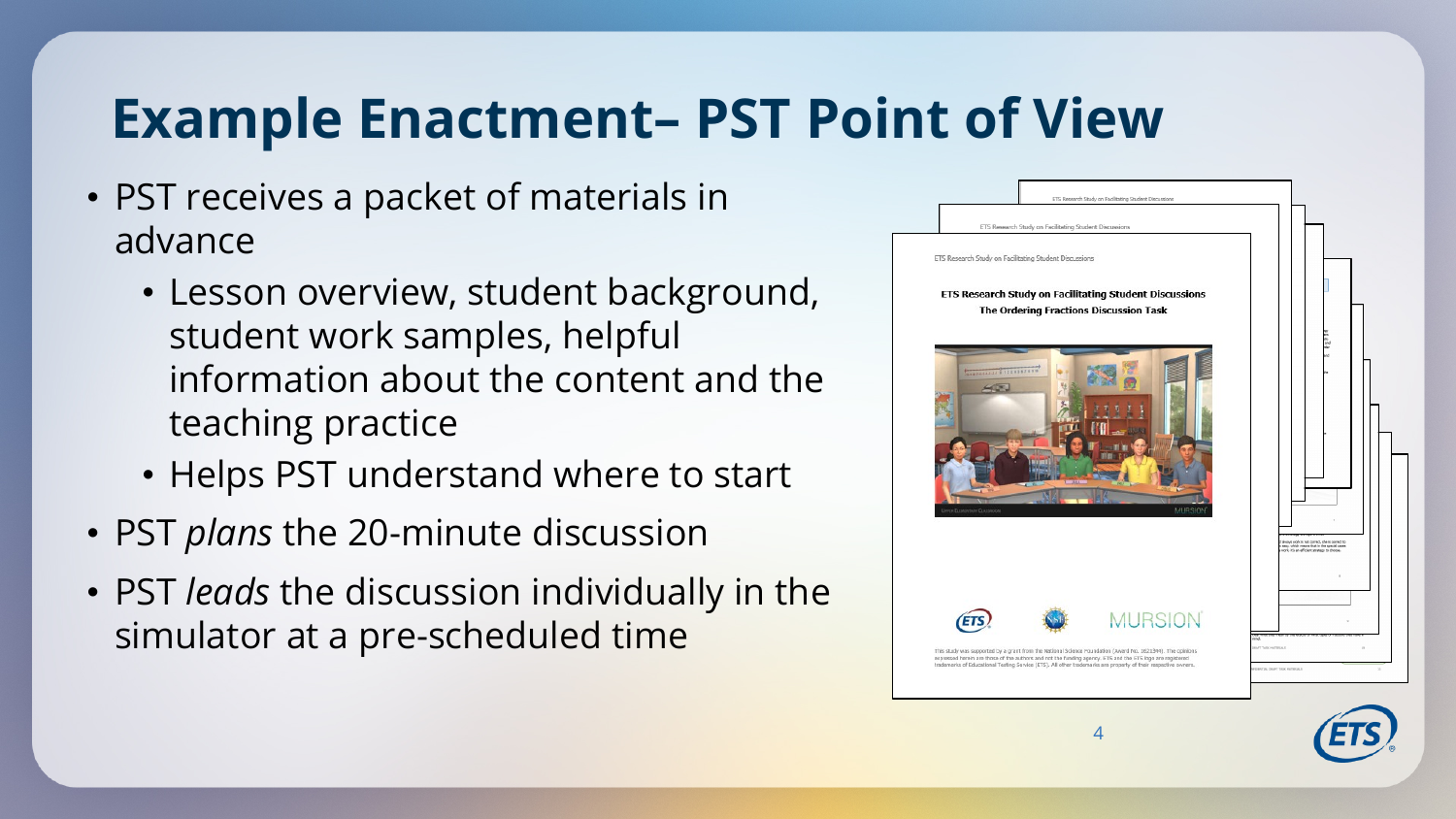# Example Enactment– PST Point of View

- PST receives a packet of materials in advance
  - Lesson overview, student background, student work samples, helpful information about the content and the teaching practice
  - Helps PST understand where to start
- PST *plans* the 20-minute discussion
- PST *leads* the discussion individually in the simulator at a pre-scheduled time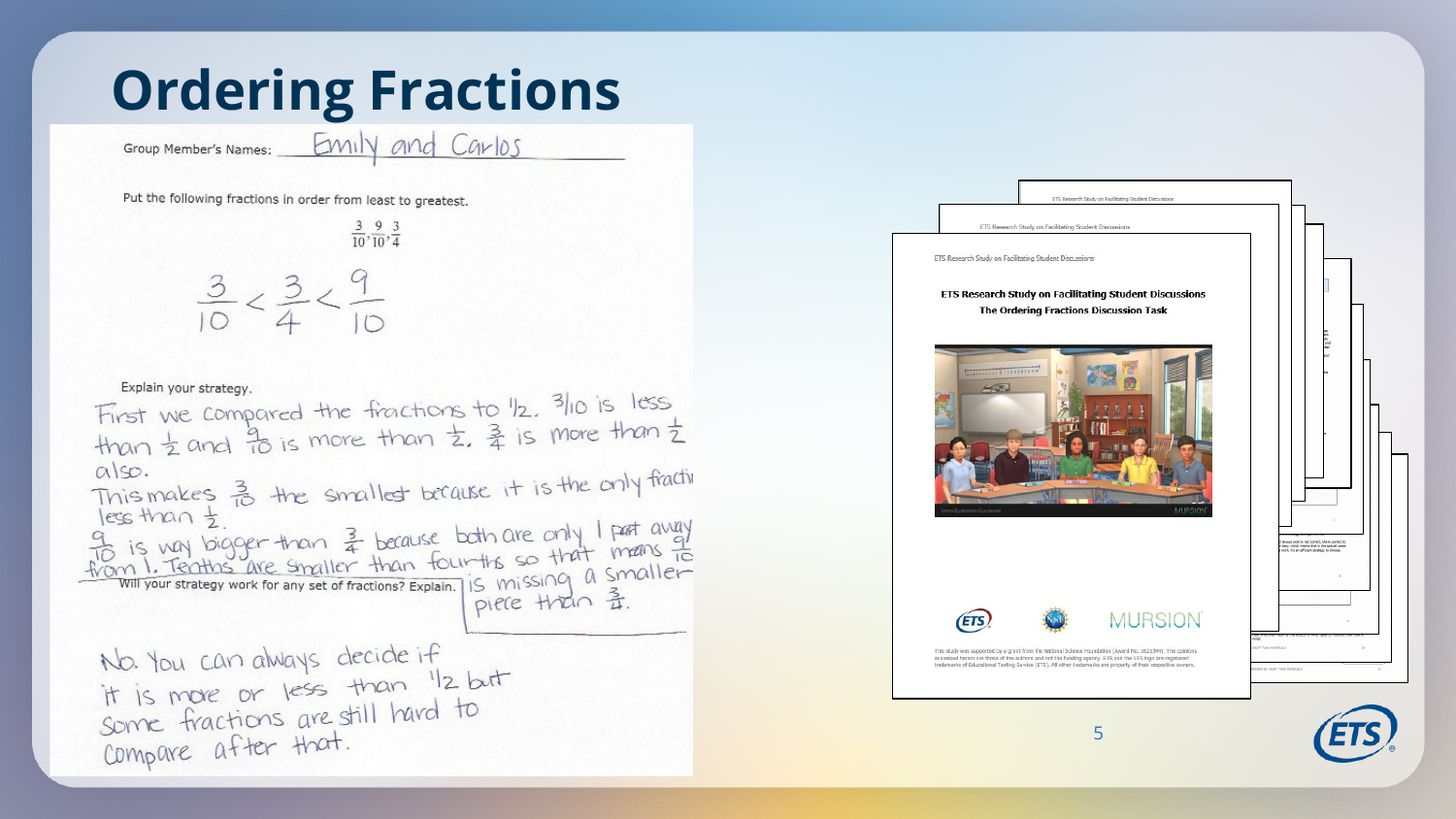# Ordering Fractions

Group Member's Names: Emily and Carlos

Put the following fractions in order from least to greatest.

$$\frac{3}{10}, \frac{9}{10}, \frac{3}{4}$$

$$\frac{3}{10} < \frac{3}{4} < \frac{9}{10}$$

Explain your strategy.

First we compared the fractions to $\frac{1}{2}$. $\frac{3}{10}$ is less than $\frac{1}{2}$ and $\frac{9}{10}$ is more than $\frac{1}{2}$. $\frac{3}{4}$ is more than $\frac{1}{2}$ also.

This makes $\frac{3}{10}$ the smallest because it is the only fracti[on] less than $\frac{1}{2}$.

$\frac{9}{10}$ is way bigger than $\frac{3}{4}$ because both are only 1 part away from 1. Tenths are smaller than fourths so that means $\frac{9}{10}$ is missing a smaller piece than $\frac{3}{4}$.

Will your strategy work for any set of fractions? Explain.

No. You can always decide if it is more or less than $\frac{1}{2}$ but some fractions are still hard to compare after that.

ETS Research Study on Facilitating Student Discussions

The Ordering Fractions Discussion Task

ETS | NSF | MURSION

This study was supported by a grant from the National Science Foundation (Award No. 1621344). The opinions expressed herein are those of the authors and not the funding agency. ETS and the ETS logo are registered trademarks of Educational Testing Service (ETS). All other trademarks are property of their respective owners.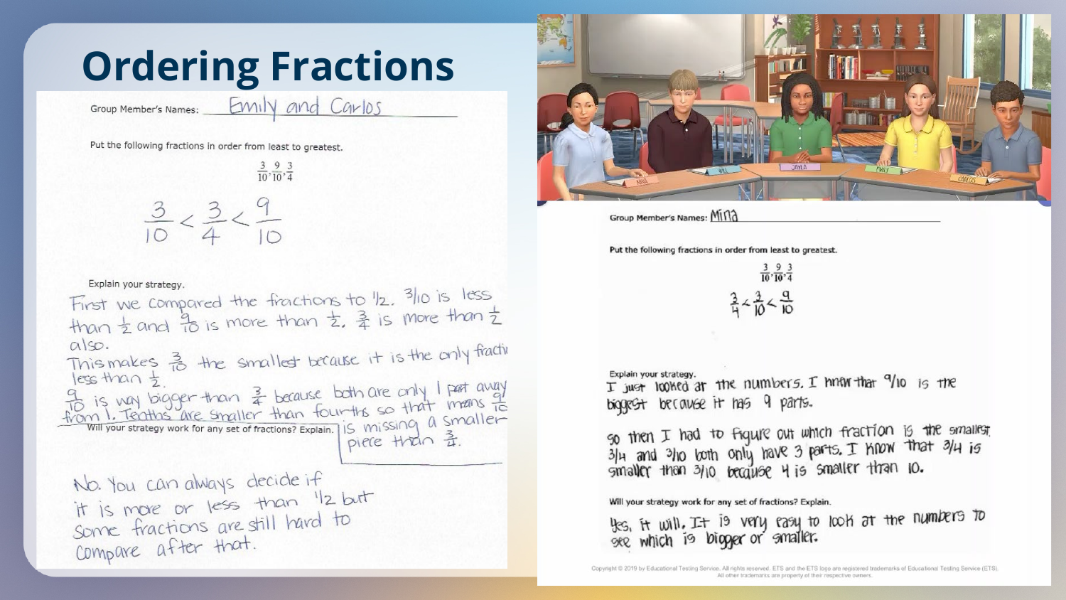# Ordering Fractions

Group Member's Names: Emily and Carlos

Put the following fractions in order from least to greatest.

$$\frac{3}{10}, \frac{9}{10}, \frac{3}{4}$$

$$\frac{3}{10} < \frac{3}{4} < \frac{9}{10}$$

Explain your strategy.

First we compared the fractions to $\frac{1}{2}$. $\frac{3}{10}$ is less than $\frac{1}{2}$ and $\frac{9}{10}$ is more than $\frac{1}{2}$. $\frac{3}{4}$ is more than $\frac{1}{2}$ also.

This makes $\frac{3}{10}$ the smallest because it is the only fraction less than $\frac{1}{2}$.

$\frac{9}{10}$ is way bigger than $\frac{3}{4}$ because both are only 1 part away from 1. Tenths are smaller than fourths so that means $\frac{9}{10}$ is missing a smaller piece than $\frac{3}{4}$.

Will your strategy work for any set of fractions? Explain.

No. You can always decide if it is more or less than $\frac{1}{2}$ but some fractions are still hard to compare after that.

---

Group Member's Names: Mina

Put the following fractions in order from least to greatest.

$$\frac{3}{10}, \frac{9}{10}, \frac{3}{4}$$

$$\frac{3}{4} < \frac{3}{10} < \frac{9}{10}$$

Explain your strategy.

I just looked at the numbers. I know that $\frac{9}{10}$ is the biggest because it has 9 parts.

so then I had to figure out which fraction is the smallest. $\frac{3}{4}$ and $\frac{3}{10}$ both only have 3 parts. I know that $\frac{3}{4}$ is smaller than $\frac{3}{10}$ because 4 is smaller than 10.

Will your strategy work for any set of fractions? Explain.

Yes, it will. It is very easy to look at the numbers to see which is bigger or smaller.

Copyright © 2019 by Educational Testing Service. All rights reserved. ETS and the ETS logo are registered trademarks of Educational Testing Service (ETS). All other trademarks are property of their respective owners.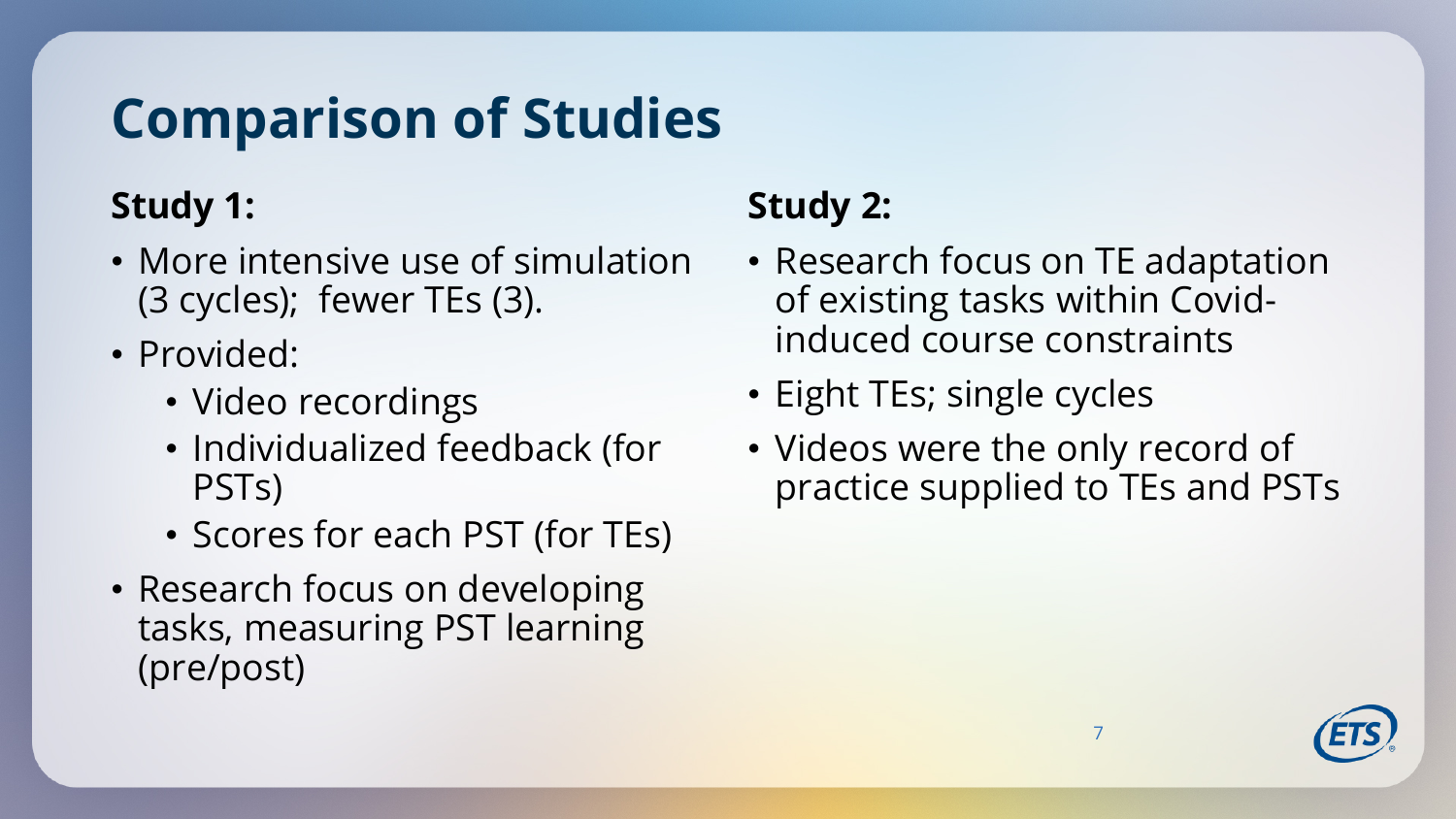# Comparison of Studies

## Study 1:

- More intensive use of simulation (3 cycles); fewer TEs (3).
- Provided:
  - Video recordings
  - Individualized feedback (for PSTs)
  - Scores for each PST (for TEs)
- Research focus on developing tasks, measuring PST learning (pre/post)

## Study 2:

- Research focus on TE adaptation of existing tasks within Covid-induced course constraints
- Eight TEs; single cycles
- Videos were the only record of practice supplied to TEs and PSTs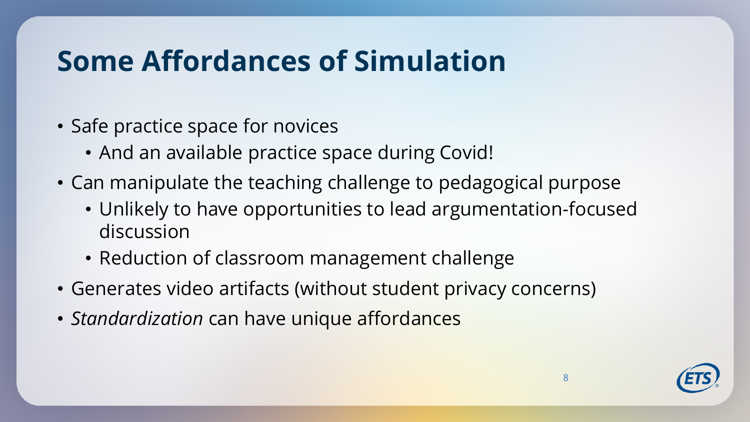# Some Affordances of Simulation

- Safe practice space for novices
  - And an available practice space during Covid!
- Can manipulate the teaching challenge to pedagogical purpose
  - Unlikely to have opportunities to lead argumentation-focused discussion
  - Reduction of classroom management challenge
- Generates video artifacts (without student privacy concerns)
- *Standardization* can have unique affordances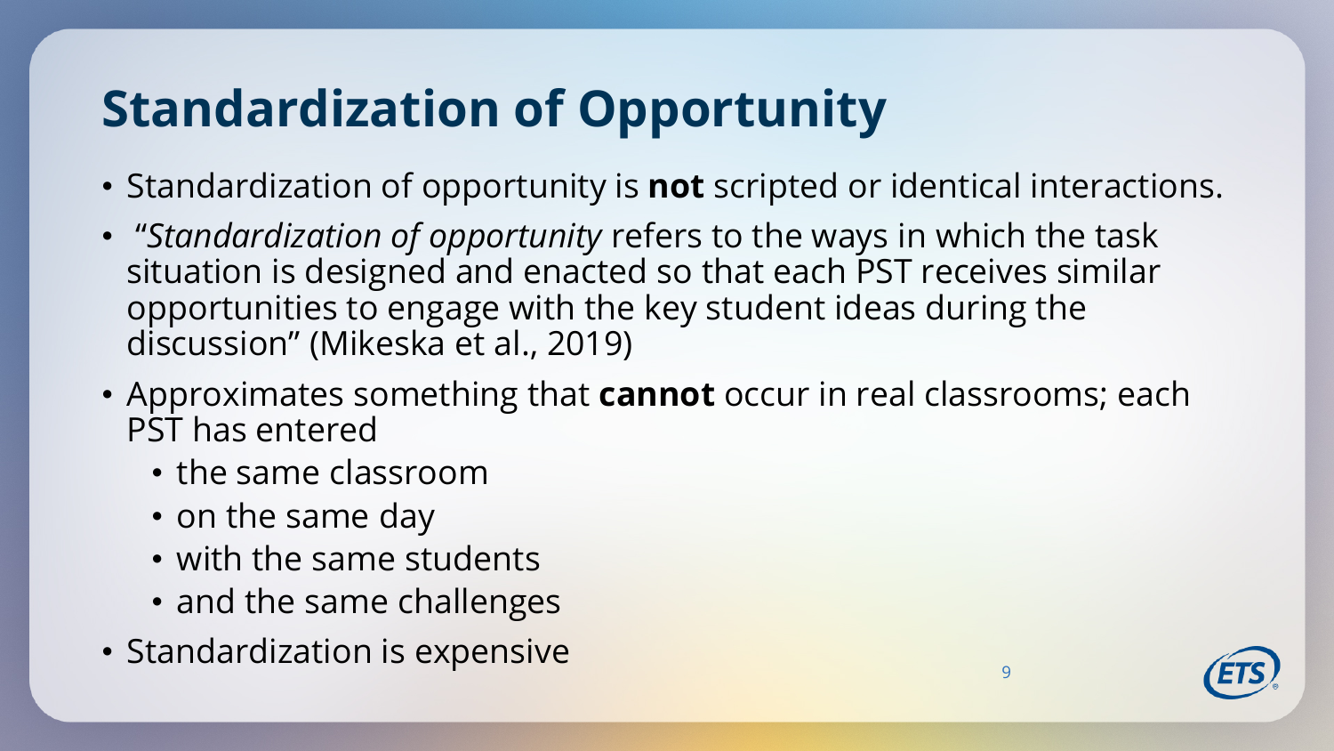# Standardization of Opportunity

- Standardization of opportunity is **not** scripted or identical interactions.
- "*Standardization of opportunity* refers to the ways in which the task situation is designed and enacted so that each PST receives similar opportunities to engage with the key student ideas during the discussion" (Mikeska et al., 2019)
- Approximates something that **cannot** occur in real classrooms; each PST has entered
  - the same classroom
  - on the same day
  - with the same students
  - and the same challenges
- Standardization is expensive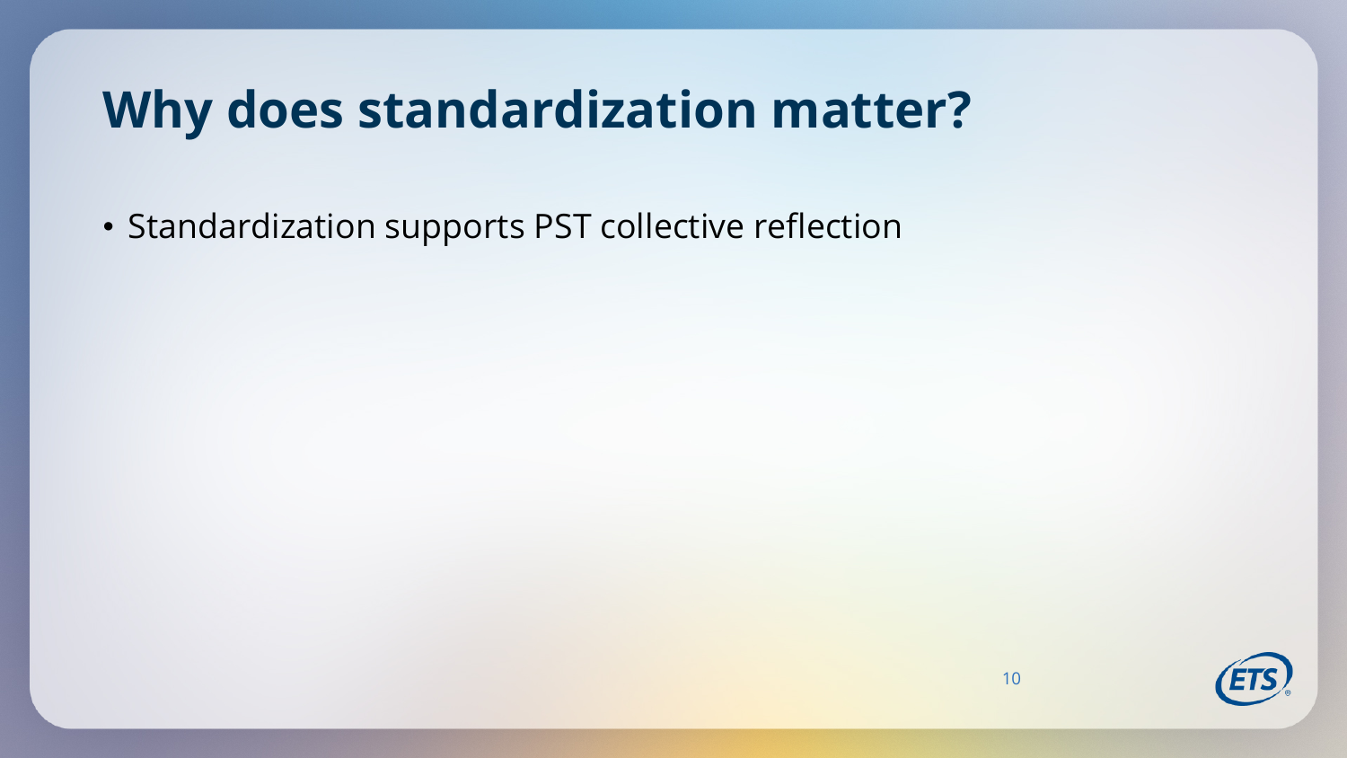# Why does standardization matter?

- Standardization supports PST collective reflection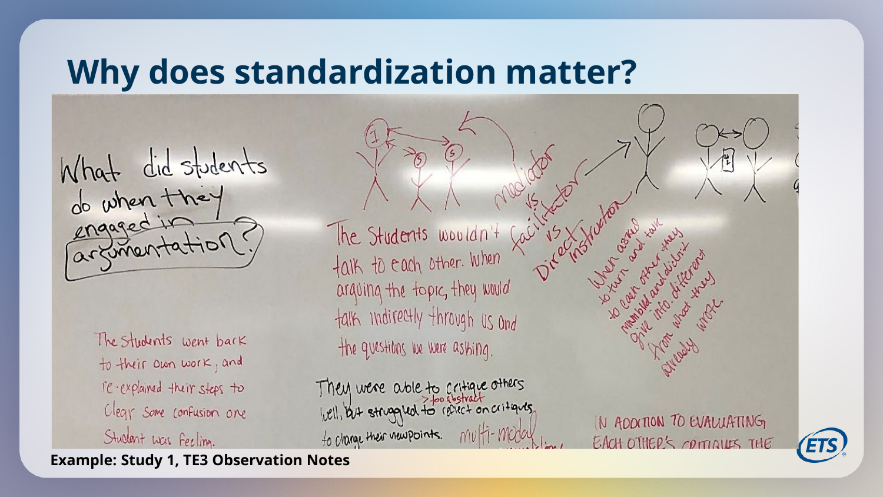# Why does standardization matter?

What did students do when they engaged in argumentation?

The students went back to their own work, and re-explained their steps to clear some confusion one student was feeling.

The students wouldn't talk to each other. When arguing the topic, they would talk indirectly through us and the questions we were asking.

mediator vs facilitator vs Direct instruction

When asked to turn and talk to each other they mumbled and didn't give into. different from what they already wrote.

They were able to critique others well, but struggled to reflect on critiques (too abstract) to change their viewpoints. multi-modal

IN ADDITION TO EVALUATING EACH OTHER'S CRITIQUES THE

**Example: Study 1, TE3 Observation Notes**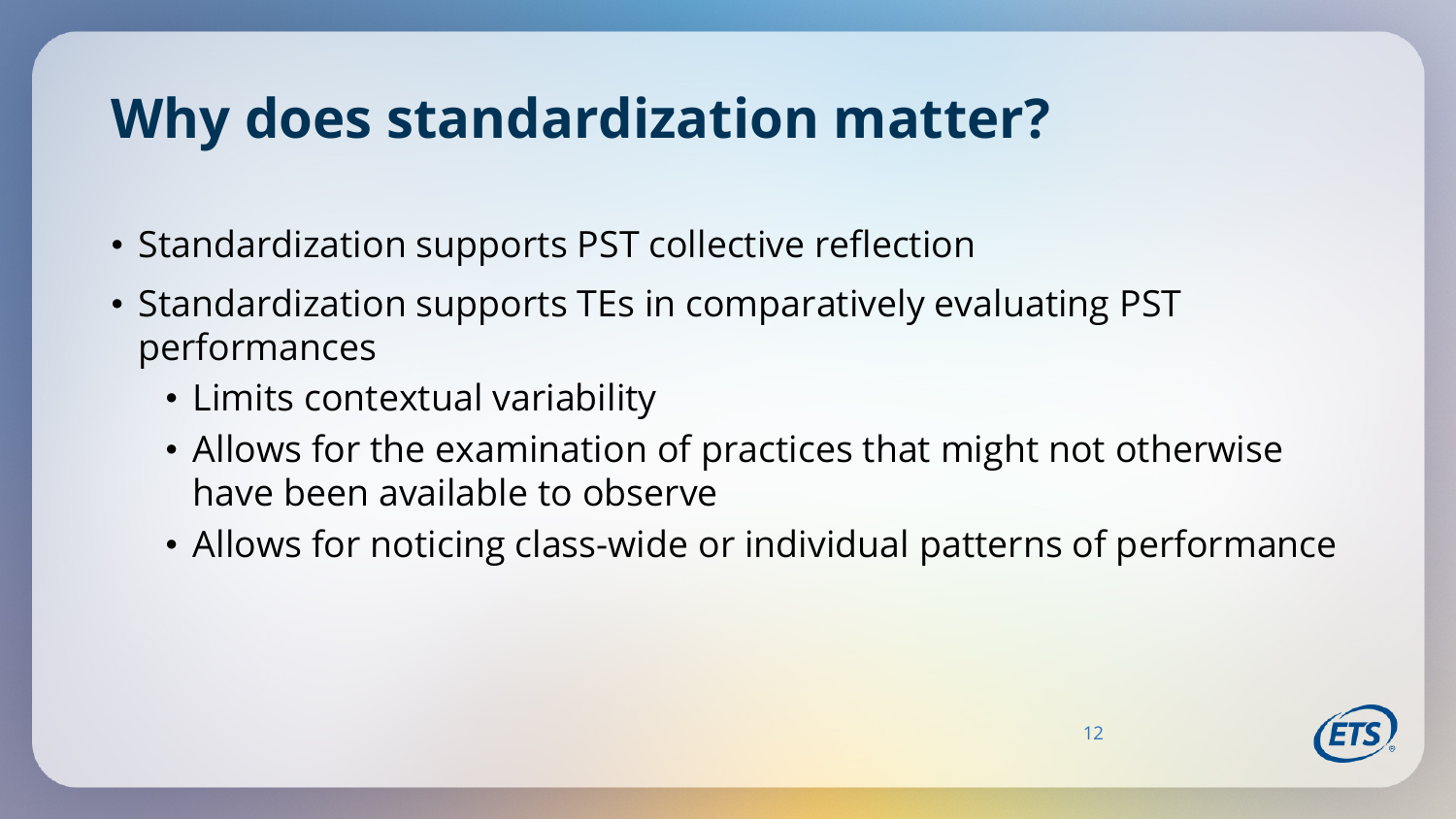# Why does standardization matter?

- Standardization supports PST collective reflection
- Standardization supports TEs in comparatively evaluating PST performances
  - Limits contextual variability
  - Allows for the examination of practices that might not otherwise have been available to observe
  - Allows for noticing class-wide or individual patterns of performance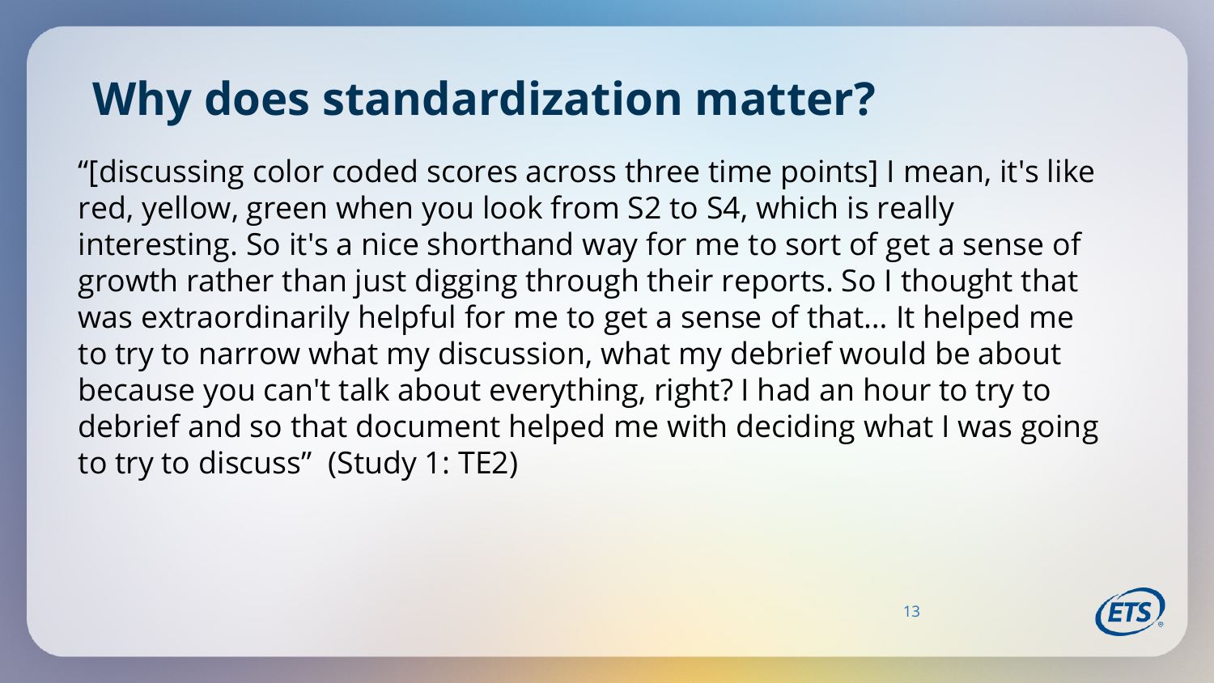# Why does standardization matter?

"[discussing color coded scores across three time points] I mean, it's like red, yellow, green when you look from S2 to S4, which is really interesting. So it's a nice shorthand way for me to sort of get a sense of growth rather than just digging through their reports. So I thought that was extraordinarily helpful for me to get a sense of that… It helped me to try to narrow what my discussion, what my debrief would be about because you can't talk about everything, right? I had an hour to try to debrief and so that document helped me with deciding what I was going to try to discuss" (Study 1: TE2)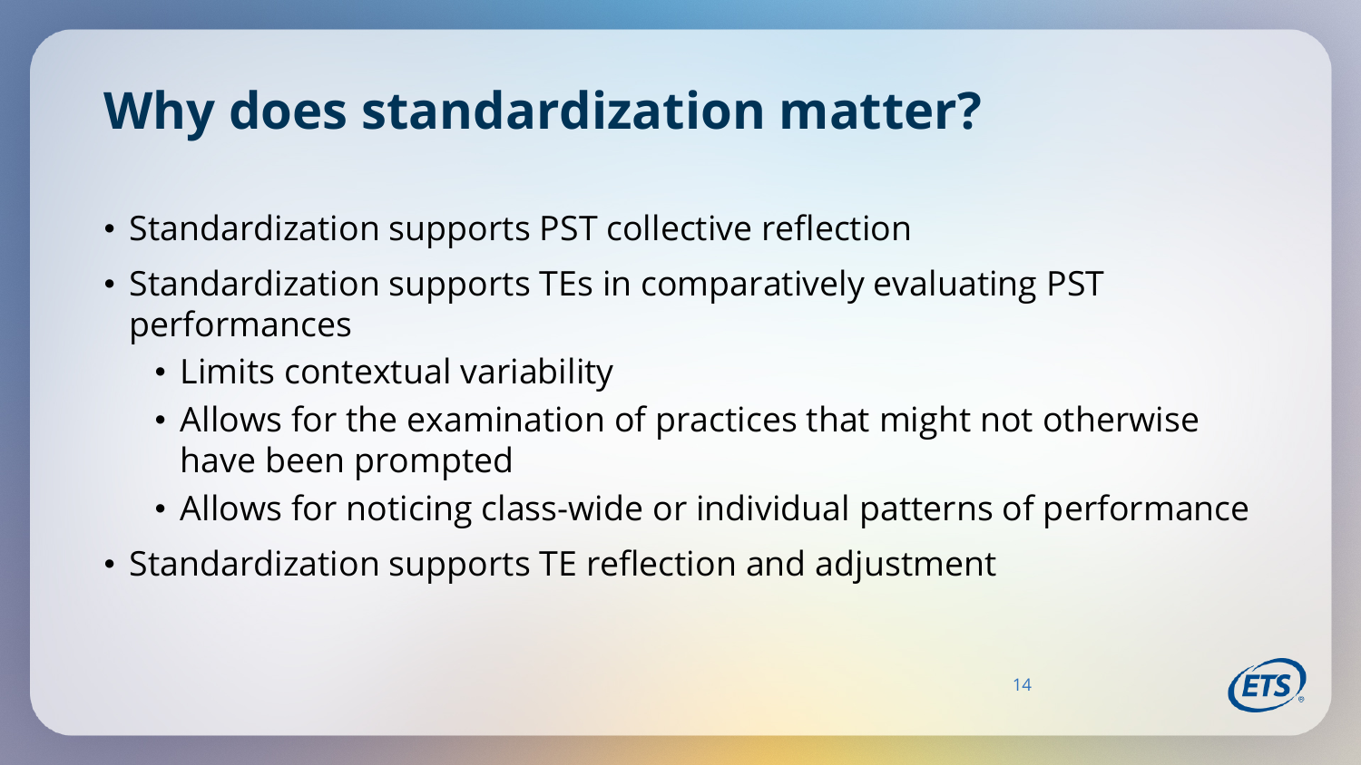# Why does standardization matter?

- Standardization supports PST collective reflection
- Standardization supports TEs in comparatively evaluating PST performances
  - Limits contextual variability
  - Allows for the examination of practices that might not otherwise have been prompted
  - Allows for noticing class-wide or individual patterns of performance
- Standardization supports TE reflection and adjustment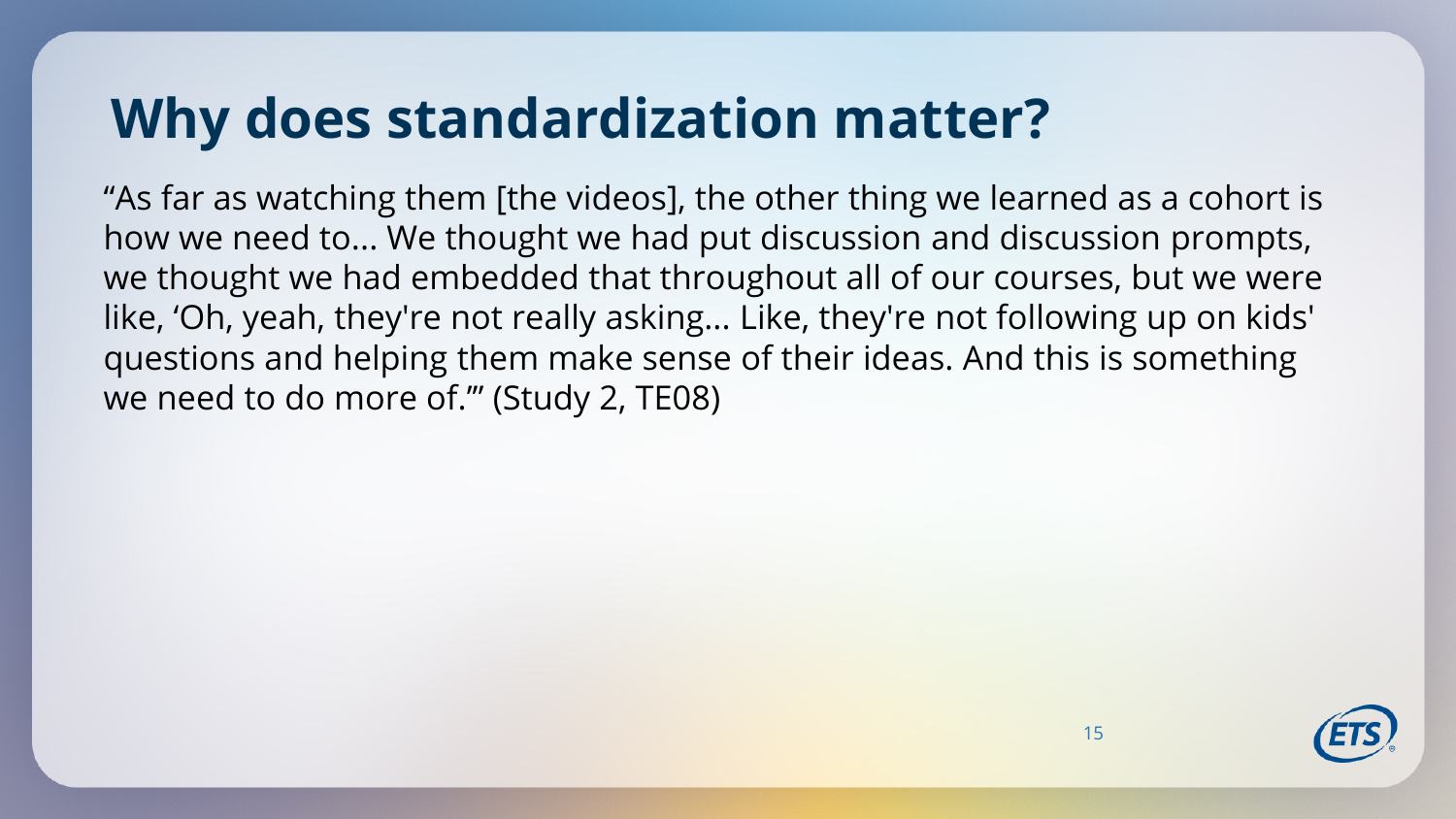# Why does standardization matter?

"As far as watching them [the videos], the other thing we learned as a cohort is how we need to... We thought we had put discussion and discussion prompts, we thought we had embedded that throughout all of our courses, but we were like, 'Oh, yeah, they're not really asking... Like, they're not following up on kids' questions and helping them make sense of their ideas. And this is something we need to do more of.'" (Study 2, TE08)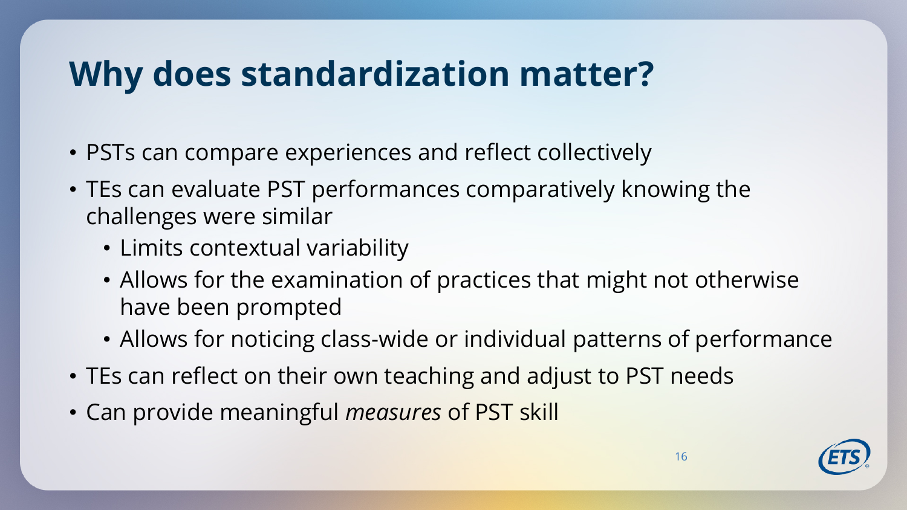# Why does standardization matter?

- PSTs can compare experiences and reflect collectively
- TEs can evaluate PST performances comparatively knowing the challenges were similar
  - Limits contextual variability
  - Allows for the examination of practices that might not otherwise have been prompted
  - Allows for noticing class-wide or individual patterns of performance
- TEs can reflect on their own teaching and adjust to PST needs
- Can provide meaningful *measures* of PST skill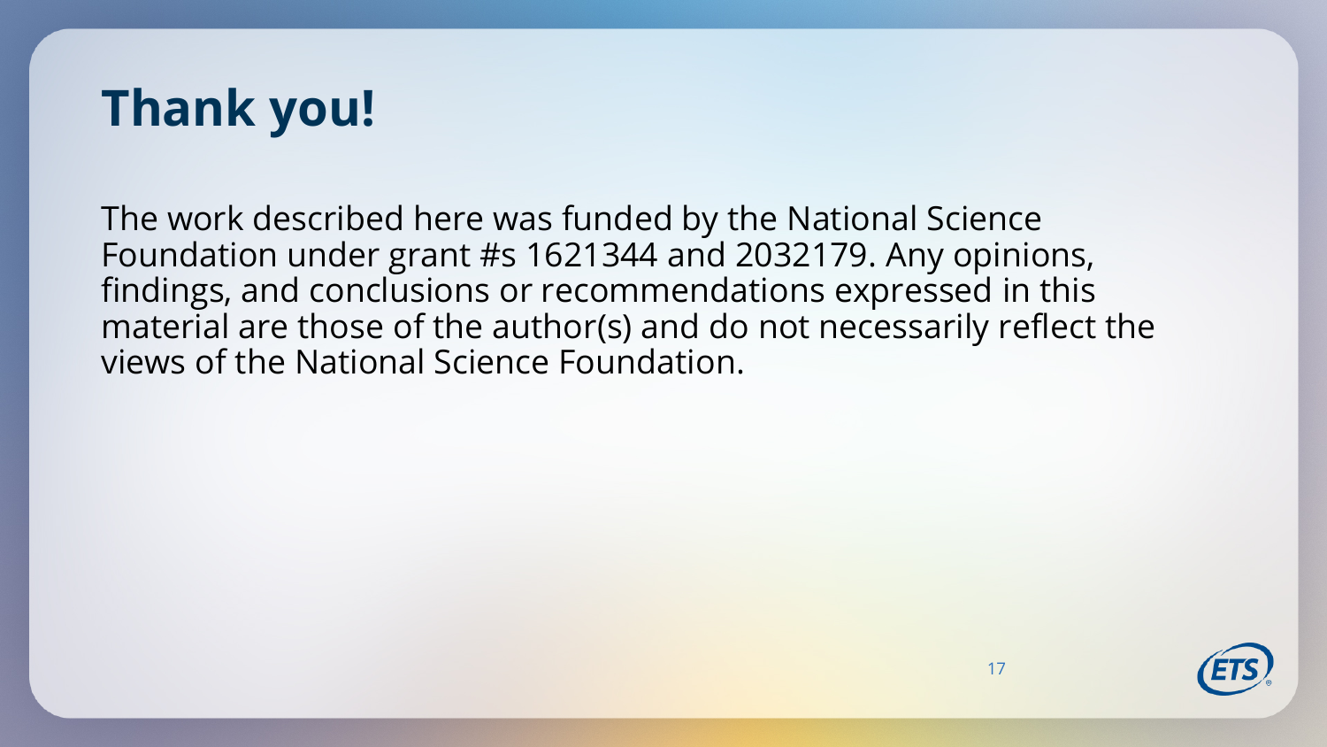# Thank you!

The work described here was funded by the National Science Foundation under grant #s 1621344 and 2032179. Any opinions, findings, and conclusions or recommendations expressed in this material are those of the author(s) and do not necessarily reflect the views of the National Science Foundation.